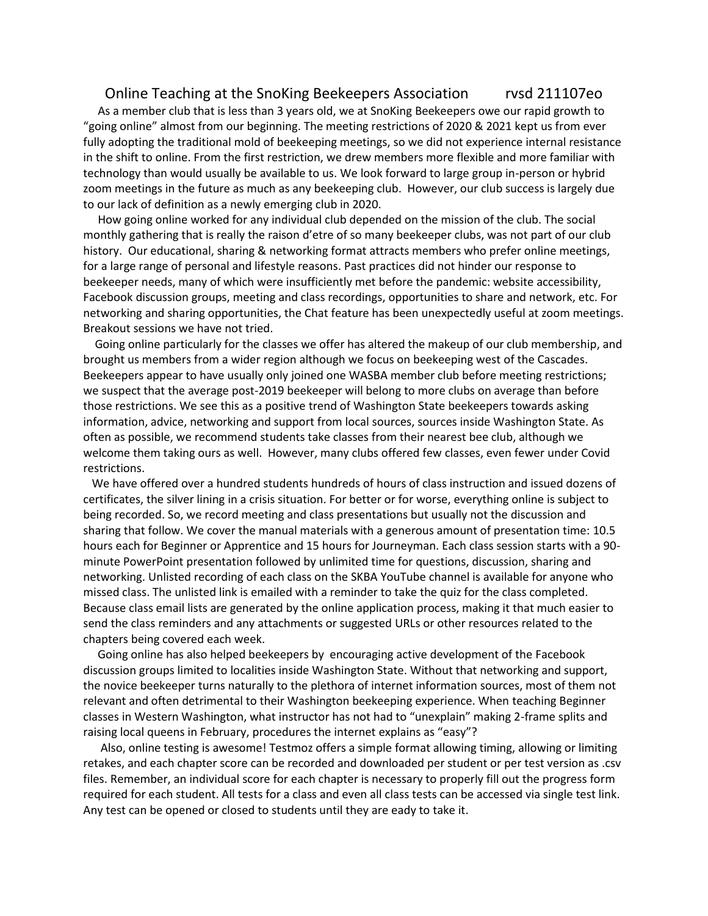# Online Teaching at the SnoKing Beekeepers Association rvsd 211107eo

As a member club that is less than 3 years old, we at SnoKing Beekeepers owe our rapid growth to "going online" almost from our beginning. The meeting restrictions of 2020 & 2021 kept us from ever fully adopting the traditional mold of beekeeping meetings, so we did not experience internal resistance in the shift to online. From the first restriction, we drew members more flexible and more familiar with technology than would usually be available to us. We look forward to large group in-person or hybrid zoom meetings in the future as much as any beekeeping club. However, our club success is largely due to our lack of definition as a newly emerging club in 2020.

How going online worked for any individual club depended on the mission of the club. The social monthly gathering that is really the raison d'etre of so many beekeeper clubs, was not part of our club history. Our educational, sharing & networking format attracts members who prefer online meetings, for a large range of personal and lifestyle reasons. Past practices did not hinder our response to beekeeper needs, many of which were insufficiently met before the pandemic: website accessibility, Facebook discussion groups, meeting and class recordings, opportunities to share and network, etc. For networking and sharing opportunities, the Chat feature has been unexpectedly useful at zoom meetings. Breakout sessions we have not tried.

Going online particularly for the classes we offer has altered the makeup of our club membership, and brought us members from a wider region although we focus on beekeeping west of the Cascades. Beekeepers appear to have usually only joined one WASBA member club before meeting restrictions; we suspect that the average post-2019 beekeeper will belong to more clubs on average than before those restrictions. We see this as a positive trend of Washington State beekeepers towards asking information, advice, networking and support from local sources, sources inside Washington State. As often as possible, we recommend students take classes from their nearest bee club, although we welcome them taking ours as well. However, many clubs offered few classes, even fewer under Covid restrictions.

We have offered over a hundred students hundreds of hours of class instruction and issued dozens of certificates, the silver lining in a crisis situation. For better or for worse, everything online is subject to being recorded. So, we record meeting and class presentations but usually not the discussion and sharing that follow. We cover the manual materials with a generous amount of presentation time: 10.5 hours each for Beginner or Apprentice and 15 hours for Journeyman. Each class session starts with a 90-minute PowerPoint presentation followed by unlimited time for questions, discussion, sharing and networking. Unlisted recording of each class on the SKBA YouTube channel is available for anyone who missed class. The unlisted link is emailed with a reminder to take the quiz for the class completed. Because class email lists are generated by the online application process, making it that much easier to send the class reminders and any attachments or suggested URLs or other resources related to the chapters being covered each week.

Going online has also helped beekeepers by encouraging active development of the Facebook discussion groups limited to localities inside Washington State. Without that networking and support, the novice beekeeper turns naturally to the plethora of internet information sources, most of them not relevant and often detrimental to their Washington beekeeping experience. When teaching Beginner classes in Western Washington, what instructor has not had to "unexplain" making 2-frame splits and raising local queens in February, procedures the internet explains as "easy"?

Also, online testing is awesome! Testmoz offers a simple format allowing timing, allowing or limiting retakes, and each chapter score can be recorded and downloaded per student or per test version as .csv files. Remember, an individual score for each chapter is necessary to properly fill out the progress form required for each student. All tests for a class and even all class tests can be accessed via single test link. Any test can be opened or closed to students until they are eady to take it.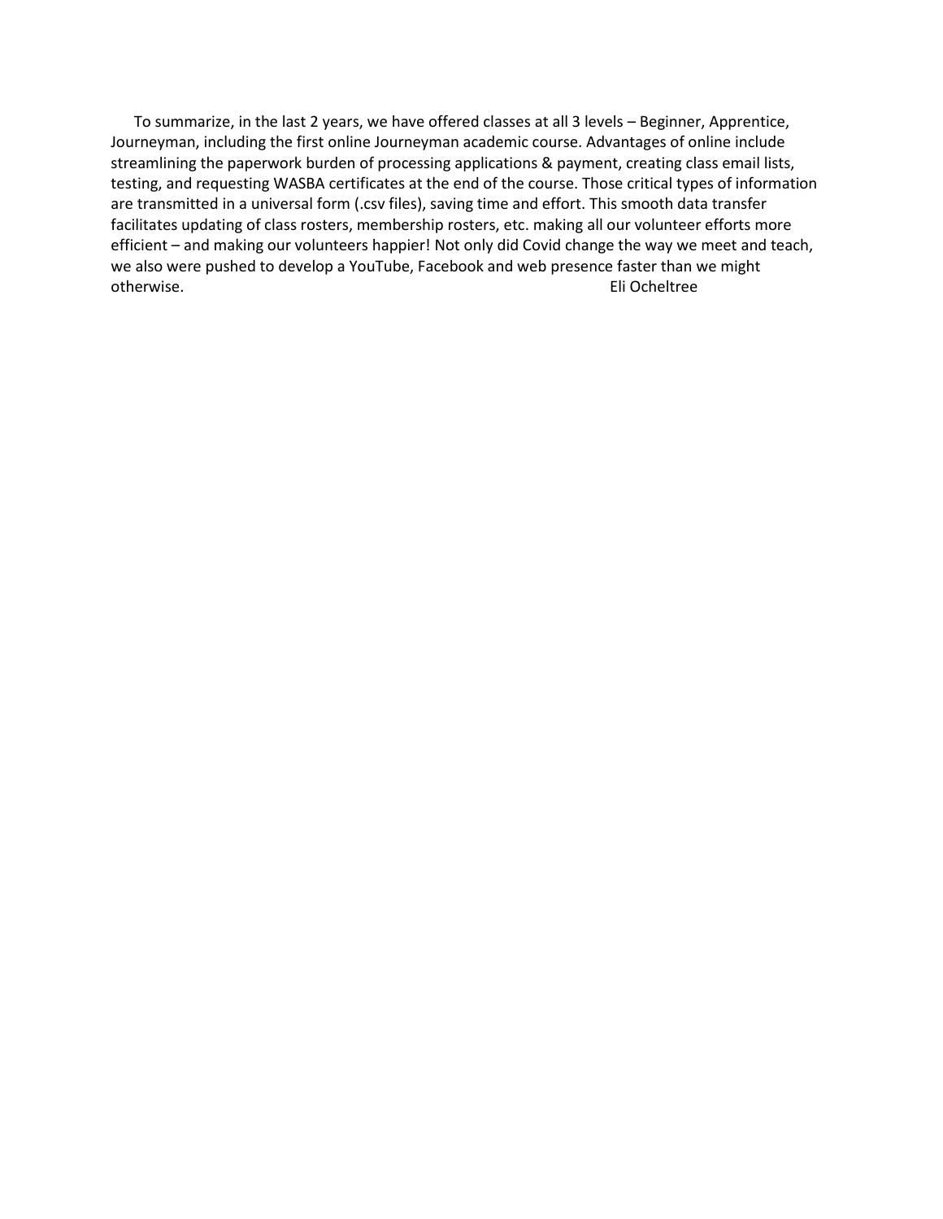To summarize, in the last 2 years, we have offered classes at all 3 levels – Beginner, Apprentice, Journeyman, including the first online Journeyman academic course. Advantages of online include streamlining the paperwork burden of processing applications & payment, creating class email lists, testing, and requesting WASBA certificates at the end of the course. Those critical types of information are transmitted in a universal form (.csv files), saving time and effort. This smooth data transfer facilitates updating of class rosters, membership rosters, etc. making all our volunteer efforts more efficient – and making our volunteers happier! Not only did Covid change the way we meet and teach, we also were pushed to develop a YouTube, Facebook and web presence faster than we might otherwise.

Eli Ocheltree